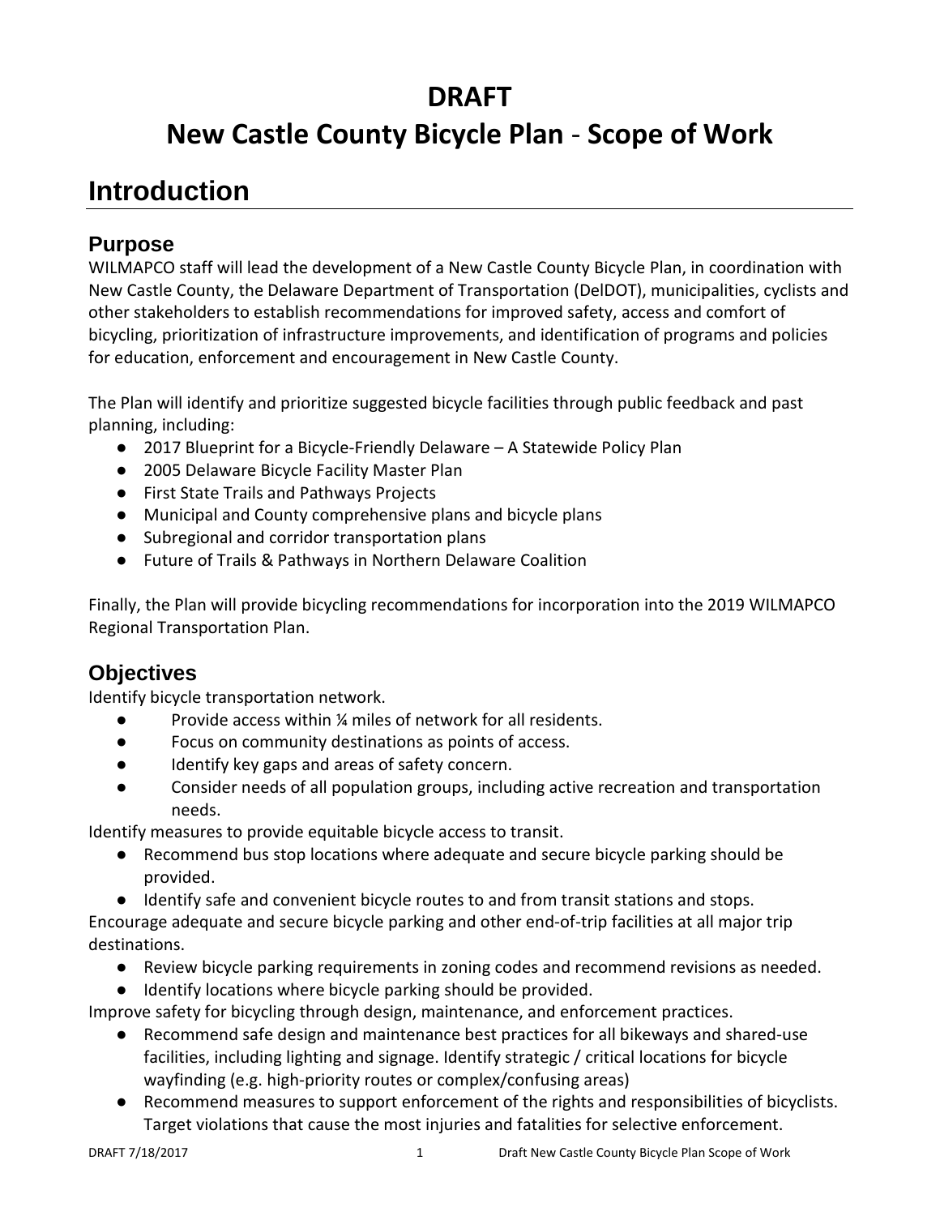# DRAFT

# New Castle County Bicycle Plan - Scope of Work

## Introduction

### Purpose

WILMAPCO staff will lead the development of a New Castle County Bicycle Plan, in coordination with New Castle County, the Delaware Department of Transportation (DelDOT), municipalities, cyclists and other stakeholders to establish recommendations for improved safety, access and comfort of bicycling, prioritization of infrastructure improvements, and identification of programs and policies for education, enforcement and encouragement in New Castle County.

The Plan will identify and prioritize suggested bicycle facilities through public feedback and past planning, including:

- 2017 Blueprint for a Bicycle-Friendly Delaware – A Statewide Policy Plan
- 2005 Delaware Bicycle Facility Master Plan
- First State Trails and Pathways Projects
- Municipal and County comprehensive plans and bicycle plans
- Subregional and corridor transportation plans
- Future of Trails & Pathways in Northern Delaware Coalition

Finally, the Plan will provide bicycling recommendations for incorporation into the 2019 WILMAPCO Regional Transportation Plan.

### Objectives

Identify bicycle transportation network.

- Provide access within ¼ miles of network for all residents.
- Focus on community destinations as points of access.
- Identify key gaps and areas of safety concern.
- Consider needs of all population groups, including active recreation and transportation needs.

Identify measures to provide equitable bicycle access to transit.

- Recommend bus stop locations where adequate and secure bicycle parking should be provided.
- Identify safe and convenient bicycle routes to and from transit stations and stops.

Encourage adequate and secure bicycle parking and other end-of-trip facilities at all major trip destinations.

- Review bicycle parking requirements in zoning codes and recommend revisions as needed.
- Identify locations where bicycle parking should be provided.

Improve safety for bicycling through design, maintenance, and enforcement practices.

- Recommend safe design and maintenance best practices for all bikeways and shared-use facilities, including lighting and signage. Identify strategic / critical locations for bicycle wayfinding (e.g. high-priority routes or complex/confusing areas)
- Recommend measures to support enforcement of the rights and responsibilities of bicyclists. Target violations that cause the most injuries and fatalities for selective enforcement.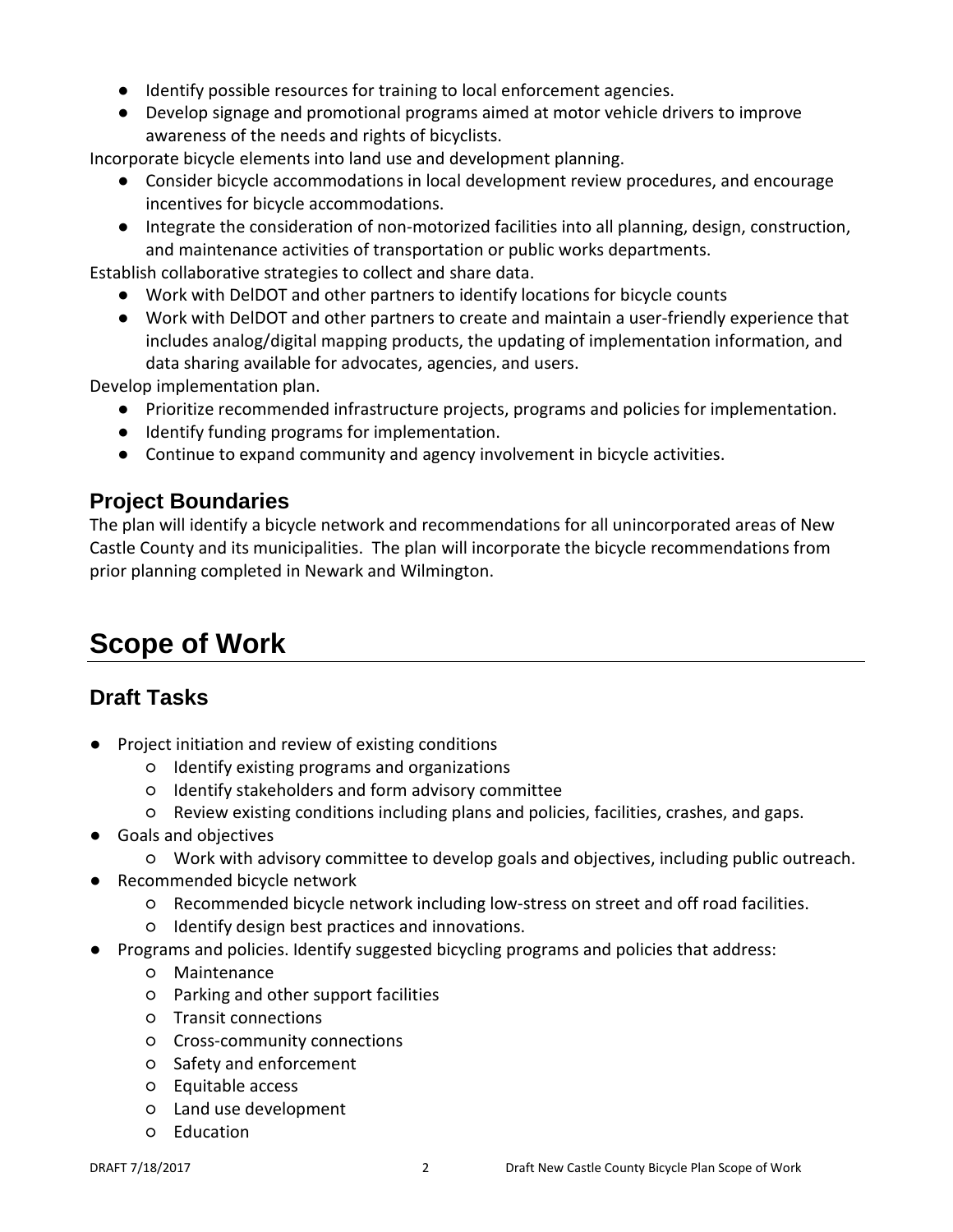- Identify possible resources for training to local enforcement agencies.
- Develop signage and promotional programs aimed at motor vehicle drivers to improve awareness of the needs and rights of bicyclists.

Incorporate bicycle elements into land use and development planning.

- Consider bicycle accommodations in local development review procedures, and encourage incentives for bicycle accommodations.
- Integrate the consideration of non-motorized facilities into all planning, design, construction, and maintenance activities of transportation or public works departments.

Establish collaborative strategies to collect and share data.

- Work with DelDOT and other partners to identify locations for bicycle counts
- Work with DelDOT and other partners to create and maintain a user-friendly experience that includes analog/digital mapping products, the updating of implementation information, and data sharing available for advocates, agencies, and users.

Develop implementation plan.

- Prioritize recommended infrastructure projects, programs and policies for implementation.
- Identify funding programs for implementation.
- Continue to expand community and agency involvement in bicycle activities.

## Project Boundaries

The plan will identify a bicycle network and recommendations for all unincorporated areas of New Castle County and its municipalities. The plan will incorporate the bicycle recommendations from prior planning completed in Newark and Wilmington.

# Scope of Work

## Draft Tasks

- Project initiation and review of existing conditions
    - Identify existing programs and organizations
    - Identify stakeholders and form advisory committee
    - Review existing conditions including plans and policies, facilities, crashes, and gaps.
- Goals and objectives
    - Work with advisory committee to develop goals and objectives, including public outreach.
- Recommended bicycle network
    - Recommended bicycle network including low-stress on street and off road facilities.
    - Identify design best practices and innovations.
- Programs and policies. Identify suggested bicycling programs and policies that address:
    - Maintenance
    - Parking and other support facilities
    - Transit connections
    - Cross-community connections
    - Safety and enforcement
    - Equitable access
    - Land use development
    - Education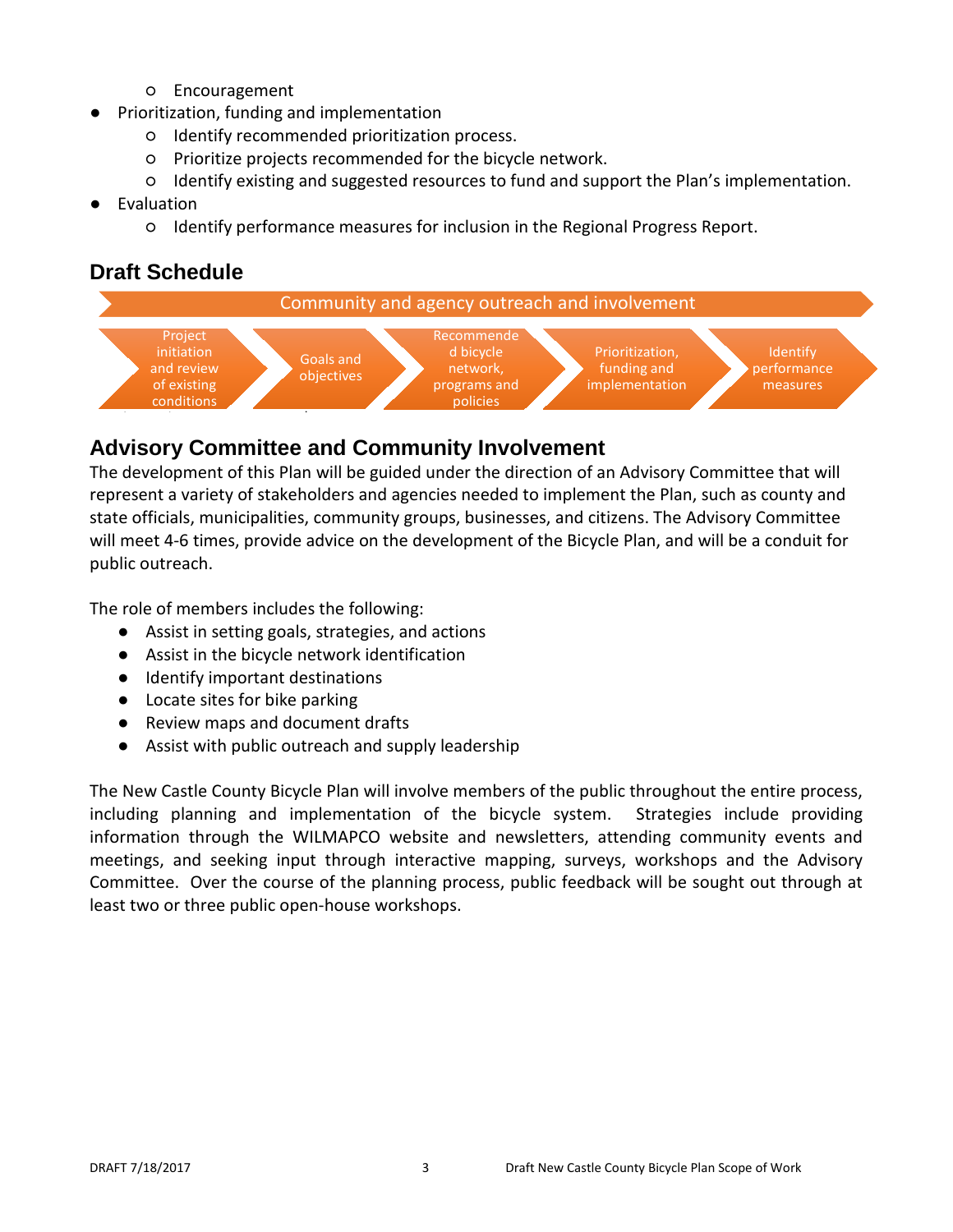- Encouragement
- Prioritization, funding and implementation
  - Identify recommended prioritization process.
  - Prioritize projects recommended for the bicycle network.
  - Identify existing and suggested resources to fund and support the Plan's implementation.
- Evaluation
  - Identify performance measures for inclusion in the Regional Progress Report.

## Draft Schedule

Community and agency outreach and involvement

Project initiation and review of existing conditions

Goals and objectives

Recommended bicycle network, programs and policies

Prioritization, funding and implementation

Identify performance measures

## Advisory Committee and Community Involvement

The development of this Plan will be guided under the direction of an Advisory Committee that will represent a variety of stakeholders and agencies needed to implement the Plan, such as county and state officials, municipalities, community groups, businesses, and citizens. The Advisory Committee will meet 4-6 times, provide advice on the development of the Bicycle Plan, and will be a conduit for public outreach.

The role of members includes the following:

- Assist in setting goals, strategies, and actions
- Assist in the bicycle network identification
- Identify important destinations
- Locate sites for bike parking
- Review maps and document drafts
- Assist with public outreach and supply leadership

The New Castle County Bicycle Plan will involve members of the public throughout the entire process, including planning and implementation of the bicycle system. Strategies include providing information through the WILMAPCO website and newsletters, attending community events and meetings, and seeking input through interactive mapping, surveys, workshops and the Advisory Committee. Over the course of the planning process, public feedback will be sought out through at least two or three public open-house workshops.